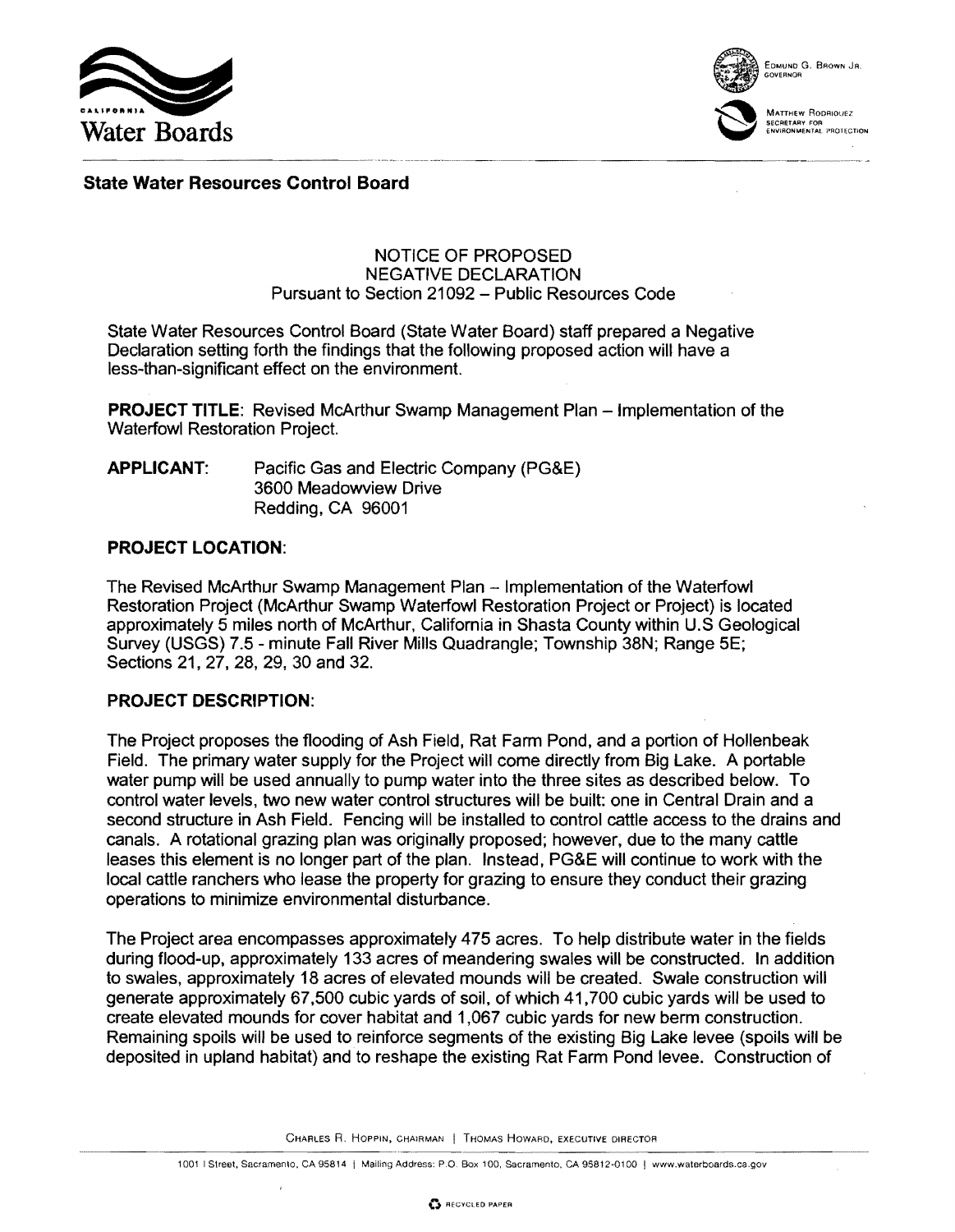**State Water Resources Control Board**

NOTICE OF PROPOSED
NEGATIVE DECLARATION
Pursuant to Section 21092 – Public Resources Code

State Water Resources Control Board (State Water Board) staff prepared a Negative Declaration setting forth the findings that the following proposed action will have a less-than-significant effect on the environment.

**PROJECT TITLE**: Revised McArthur Swamp Management Plan – Implementation of the Waterfowl Restoration Project.

**APPLICANT**: Pacific Gas and Electric Company (PG&E)
3600 Meadowview Drive
Redding, CA 96001

**PROJECT LOCATION**:

The Revised McArthur Swamp Management Plan – Implementation of the Waterfowl Restoration Project (McArthur Swamp Waterfowl Restoration Project or Project) is located approximately 5 miles north of McArthur, California in Shasta County within U.S Geological Survey (USGS) 7.5 - minute Fall River Mills Quadrangle; Township 38N; Range 5E; Sections 21, 27, 28, 29, 30 and 32.

**PROJECT DESCRIPTION**:

The Project proposes the flooding of Ash Field, Rat Farm Pond, and a portion of Hollenbeak Field. The primary water supply for the Project will come directly from Big Lake. A portable water pump will be used annually to pump water into the three sites as described below. To control water levels, two new water control structures will be built: one in Central Drain and a second structure in Ash Field. Fencing will be installed to control cattle access to the drains and canals. A rotational grazing plan was originally proposed; however, due to the many cattle leases this element is no longer part of the plan. Instead, PG&E will continue to work with the local cattle ranchers who lease the property for grazing to ensure they conduct their grazing operations to minimize environmental disturbance.

The Project area encompasses approximately 475 acres. To help distribute water in the fields during flood-up, approximately 133 acres of meandering swales will be constructed. In addition to swales, approximately 18 acres of elevated mounds will be created. Swale construction will generate approximately 67,500 cubic yards of soil, of which 41,700 cubic yards will be used to create elevated mounds for cover habitat and 1,067 cubic yards for new berm construction. Remaining spoils will be used to reinforce segments of the existing Big Lake levee (spoils will be deposited in upland habitat) and to reshape the existing Rat Farm Pond levee. Construction of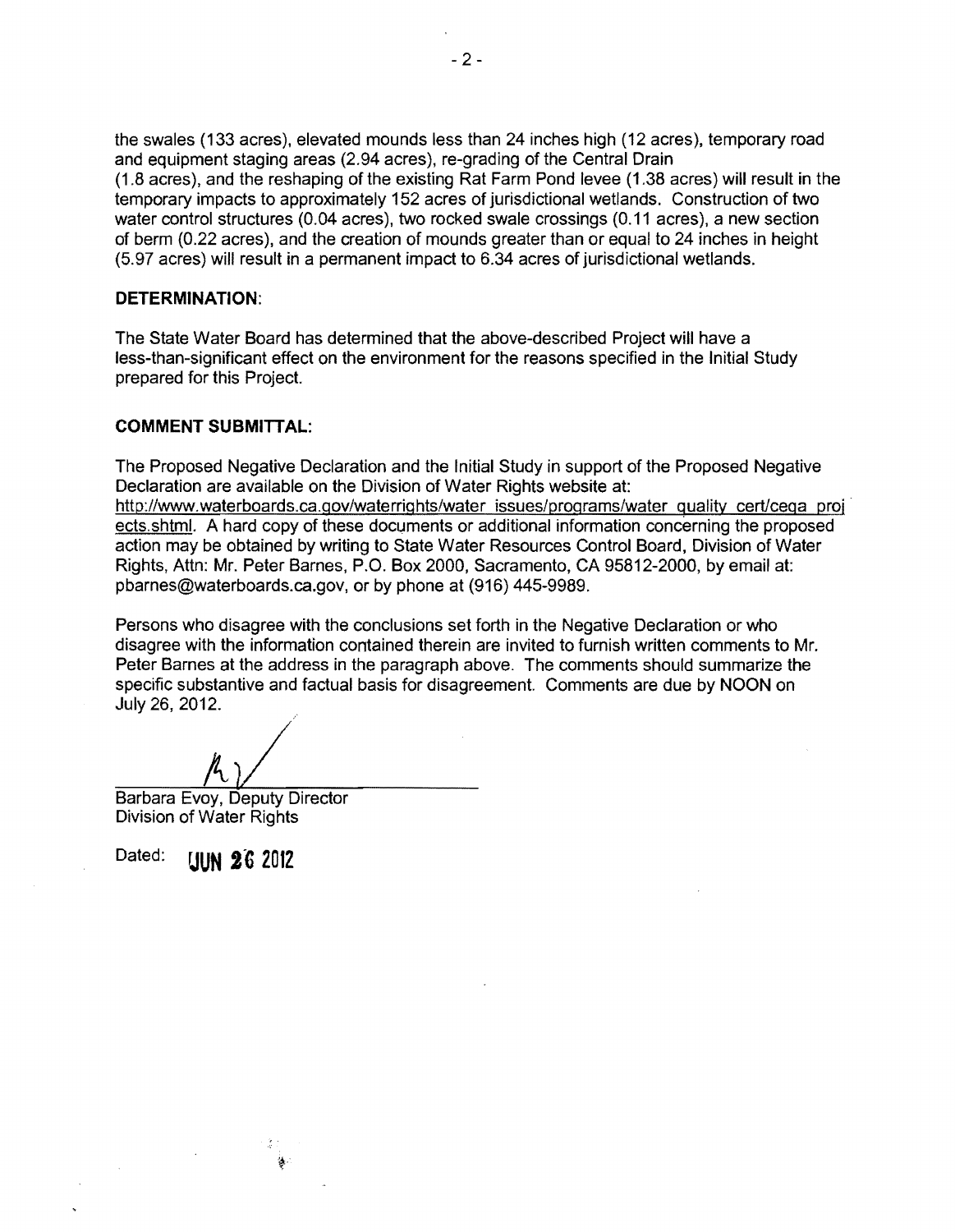the swales (133 acres), elevated mounds less than 24 inches high (12 acres), temporary road and equipment staging areas (2.94 acres), re-grading of the Central Drain (1.8 acres), and the reshaping of the existing Rat Farm Pond levee (1.38 acres) will result in the temporary impacts to approximately 152 acres of jurisdictional wetlands. Construction of two water control structures (0.04 acres), two rocked swale crossings (0.11 acres), a new section of berm (0.22 acres), and the creation of mounds greater than or equal to 24 inches in height (5.97 acres) will result in a permanent impact to 6.34 acres of jurisdictional wetlands.

**DETERMINATION:**

The State Water Board has determined that the above-described Project will have a less-than-significant effect on the environment for the reasons specified in the Initial Study prepared for this Project.

**COMMENT SUBMITTAL:**

The Proposed Negative Declaration and the Initial Study in support of the Proposed Negative Declaration are available on the Division of Water Rights website at: http://www.waterboards.ca.gov/waterrights/water_issues/programs/water_quality_cert/ceqa_projects.shtml. A hard copy of these documents or additional information concerning the proposed action may be obtained by writing to State Water Resources Control Board, Division of Water Rights, Attn: Mr. Peter Barnes, P.O. Box 2000, Sacramento, CA 95812-2000, by email at: pbarnes@waterboards.ca.gov, or by phone at (916) 445-9989.

Persons who disagree with the conclusions set forth in the Negative Declaration or who disagree with the information contained therein are invited to furnish written comments to Mr. Peter Barnes at the address in the paragraph above. The comments should summarize the specific substantive and factual basis for disagreement. Comments are due by NOON on July 26, 2012.

Barbara Evoy, Deputy Director
Division of Water Rights

Dated: JUN 26 2012